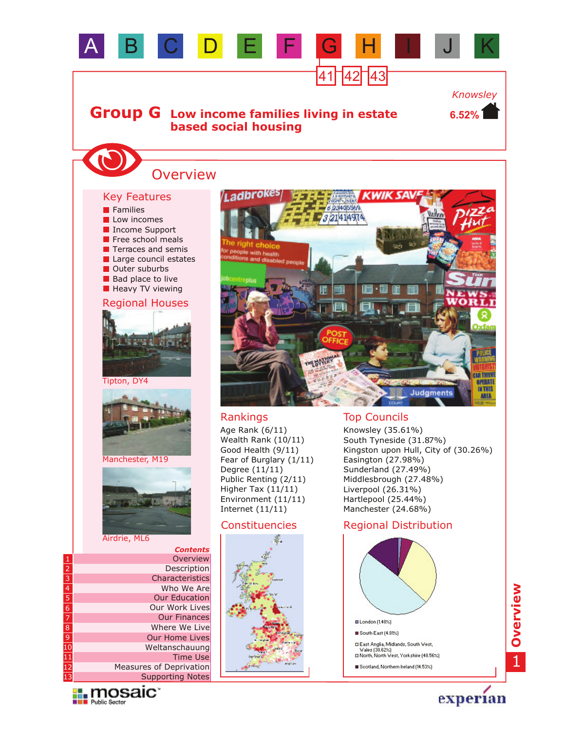A B C D E F G H I J K

41 42 43

# Group G Low income families living in estate based social housing

Knowsley
6.52%

## Overview

### Key Features

- Families
- Low incomes
- Income Support
- Free school meals
- Terraces and semis
- Large council estates
- Outer suburbs
- Bad place to live
- Heavy TV viewing

### Regional Houses

Tipton, DY4

Manchester, M19

Airdrie, ML6

### Rankings

Age Rank (6/11)
Wealth Rank (10/11)
Good Health (9/11)
Fear of Burglary (1/11)
Degree (11/11)
Public Renting (2/11)
Higher Tax (11/11)
Environment (11/11)
Internet (11/11)

### Top Councils

Knowsley (35.61%)
South Tyneside (31.87%)
Kingston upon Hull, City of (30.26%)
Easington (27.98%)
Sunderland (27.49%)
Middlesbrough (27.48%)
Liverpool (26.31%)
Hartlepool (25.44%)
Manchester (24.68%)

### Constituencies

### Regional Distribution

- London (1.48%)
- South East (4.81%)
- East Anglia, Midlands, South West, Wales (30.62%)
- North, North West, Yorkshire (48.56%)
- Scotland, Northern Ireland (14.53%)

*Contents*

1. Overview
2. Description
3. Characteristics
4. Who We Are
5. Our Education
6. Our Work Lives
7. Our Finances
8. Where We Live
9. Our Home Lives
10. Weltanschauung
11. Time Use
12. Measures of Deprivation
13. Supporting Notes

mosaic Public Sector

experian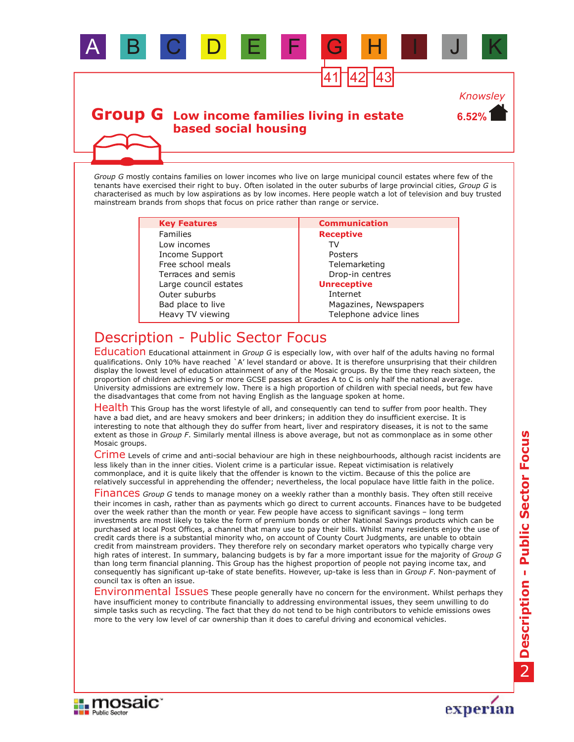A B C D E F G H I J K

41 42 43

Knowsley
6.52%

# Group G Low income families living in estate based social housing

*Group G* mostly contains families on lower incomes who live on large municipal council estates where few of the tenants have exercised their right to buy. Often isolated in the outer suburbs of large provincial cities, *Group G* is characterised as much by low aspirations as by low incomes. Here people watch a lot of television and buy trusted mainstream brands from shops that focus on price rather than range or service.

| Key Features | Communication |
|---|---|
| Families | **Receptive** |
| Low incomes | TV |
| Income Support | Posters |
| Free school meals | Telemarketing |
| Terraces and semis | Drop-in centres |
| Large council estates | **Unreceptive** |
| Outer suburbs | Internet |
| Bad place to live | Magazines, Newspapers |
| Heavy TV viewing | Telephone advice lines |

## Description - Public Sector Focus

**Education** Educational attainment in *Group G* is especially low, with over half of the adults having no formal qualifications. Only 10% have reached `A' level standard or above. It is therefore unsurprising that their children display the lowest level of education attainment of any of the Mosaic groups. By the time they reach sixteen, the proportion of children achieving 5 or more GCSE passes at Grades A to C is only half the national average. University admissions are extremely low. There is a high proportion of children with special needs, but few have the disadvantages that come from not having English as the language spoken at home.

**Health** This Group has the worst lifestyle of all, and consequently can tend to suffer from poor health. They have a bad diet, and are heavy smokers and beer drinkers; in addition they do insufficient exercise. It is interesting to note that although they do suffer from heart, liver and respiratory diseases, it is not to the same extent as those in *Group F*. Similarly mental illness is above average, but not as commonplace as in some other Mosaic groups.

**Crime** Levels of crime and anti-social behaviour are high in these neighbourhoods, although racist incidents are less likely than in the inner cities. Violent crime is a particular issue. Repeat victimisation is relatively commonplace, and it is quite likely that the offender is known to the victim. Because of this the police are relatively successful in apprehending the offender; nevertheless, the local populace have little faith in the police.

**Finances** *Group G* tends to manage money on a weekly rather than a monthly basis. They often still receive their incomes in cash, rather than as payments which go direct to current accounts. Finances have to be budgeted over the week rather than the month or year. Few people have access to significant savings – long term investments are most likely to take the form of premium bonds or other National Savings products which can be purchased at local Post Offices, a channel that many use to pay their bills. Whilst many residents enjoy the use of credit cards there is a substantial minority who, on account of County Court Judgments, are unable to obtain credit from mainstream providers. They therefore rely on secondary market operators who typically charge very high rates of interest. In summary, balancing budgets is by far a more important issue for the majority of *Group G* than long term financial planning. This Group has the highest proportion of people not paying income tax, and consequently has significant up-take of state benefits. However, up-take is less than in *Group F*. Non-payment of council tax is often an issue.

**Environmental Issues** These people generally have no concern for the environment. Whilst perhaps they have insufficient money to contribute financially to addressing environmental issues, they seem unwilling to do simple tasks such as recycling. The fact that they do not tend to be high contributors to vehicle emissions owes more to the very low level of car ownership than it does to careful driving and economical vehicles.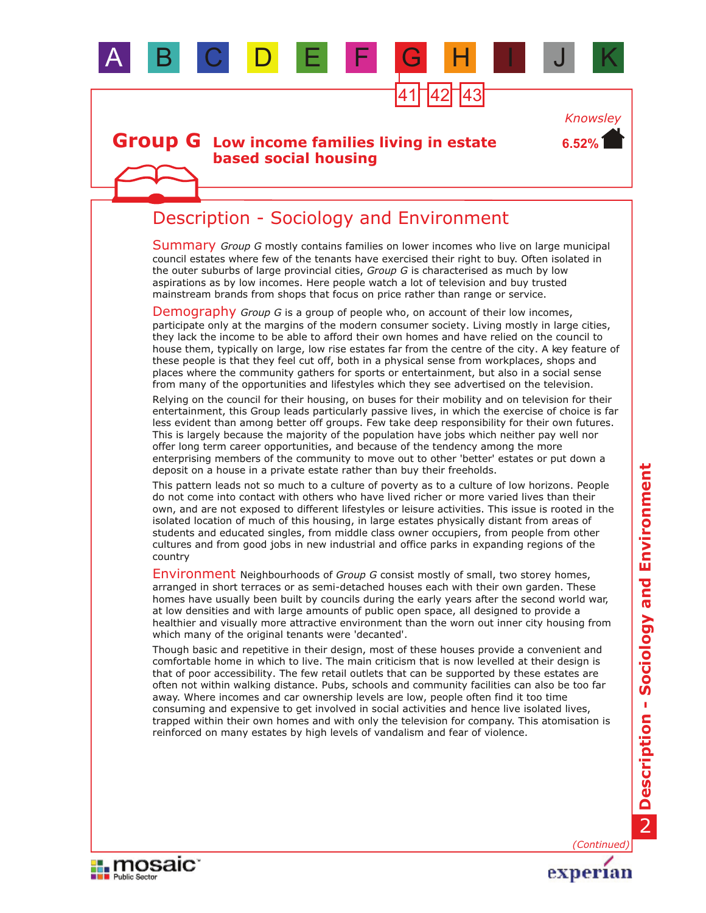A B C D E F G H I J K

41 42 43

Knowsley

6.52%

# Group G Low income families living in estate based social housing

## Description - Sociology and Environment

**Summary** *Group G* mostly contains families on lower incomes who live on large municipal council estates where few of the tenants have exercised their right to buy. Often isolated in the outer suburbs of large provincial cities, *Group G* is characterised as much by low aspirations as by low incomes. Here people watch a lot of television and buy trusted mainstream brands from shops that focus on price rather than range or service.

**Demography** *Group G* is a group of people who, on account of their low incomes, participate only at the margins of the modern consumer society. Living mostly in large cities, they lack the income to be able to afford their own homes and have relied on the council to house them, typically on large, low rise estates far from the centre of the city. A key feature of these people is that they feel cut off, both in a physical sense from workplaces, shops and places where the community gathers for sports or entertainment, but also in a social sense from many of the opportunities and lifestyles which they see advertised on the television.

Relying on the council for their housing, on buses for their mobility and on television for their entertainment, this Group leads particularly passive lives, in which the exercise of choice is far less evident than among better off groups. Few take deep responsibility for their own futures. This is largely because the majority of the population have jobs which neither pay well nor offer long term career opportunities, and because of the tendency among the more enterprising members of the community to move out to other 'better' estates or put down a deposit on a house in a private estate rather than buy their freeholds.

This pattern leads not so much to a culture of poverty as to a culture of low horizons. People do not come into contact with others who have lived richer or more varied lives than their own, and are not exposed to different lifestyles or leisure activities. This issue is rooted in the isolated location of much of this housing, in large estates physically distant from areas of students and educated singles, from middle class owner occupiers, from people from other cultures and from good jobs in new industrial and office parks in expanding regions of the country

**Environment** Neighbourhoods of *Group G* consist mostly of small, two storey homes, arranged in short terraces or as semi-detached houses each with their own garden. These homes have usually been built by councils during the early years after the second world war, at low densities and with large amounts of public open space, all designed to provide a healthier and visually more attractive environment than the worn out inner city housing from which many of the original tenants were 'decanted'.

Though basic and repetitive in their design, most of these houses provide a convenient and comfortable home in which to live. The main criticism that is now levelled at their design is that of poor accessibility. The few retail outlets that can be supported by these estates are often not within walking distance. Pubs, schools and community facilities can also be too far away. Where incomes and car ownership levels are low, people often find it too time consuming and expensive to get involved in social activities and hence live isolated lives, trapped within their own homes and with only the television for company. This atomisation is reinforced on many estates by high levels of vandalism and fear of violence.

*(Continued)*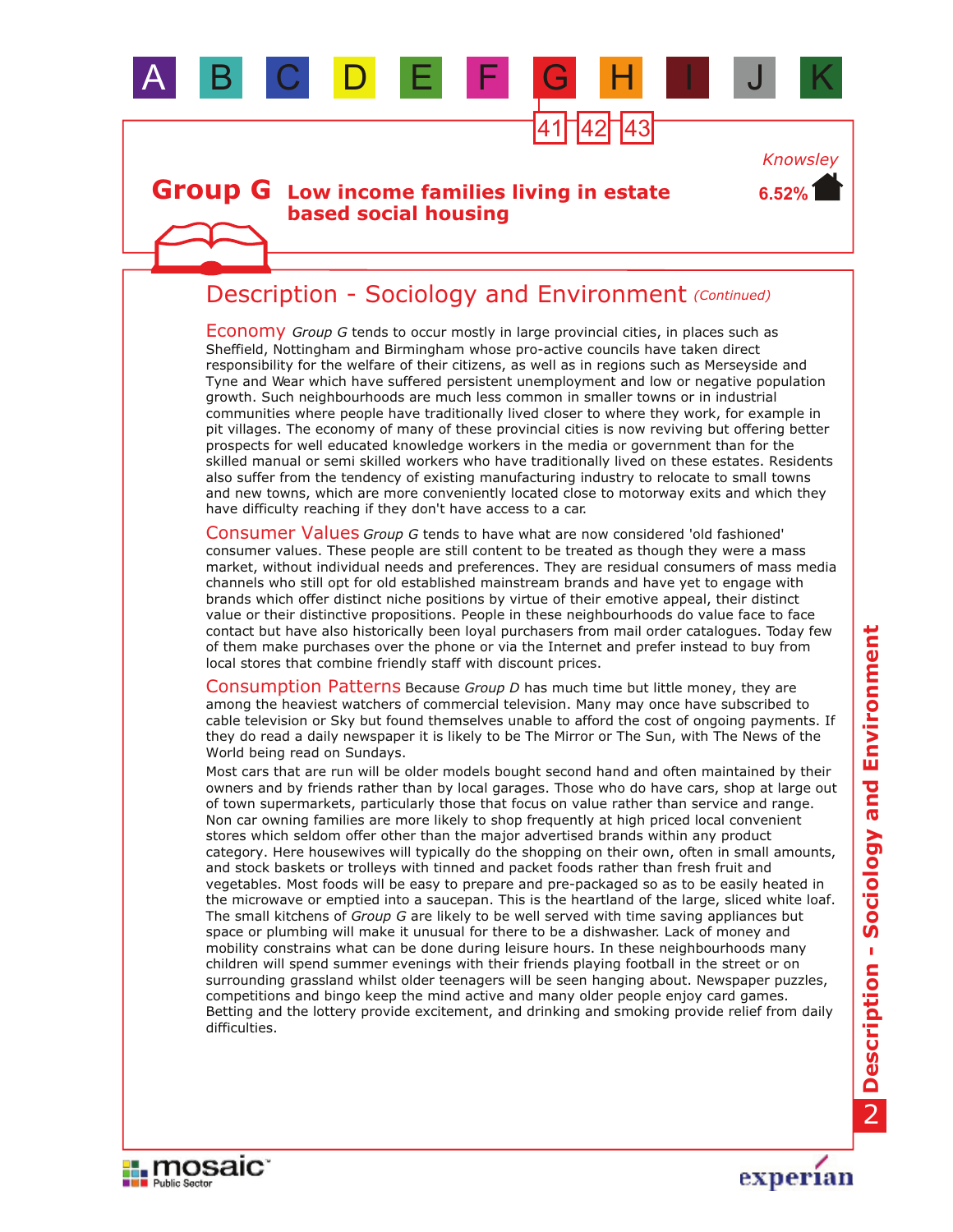A B C D E F G H I J K

41 42 43

Knowsley

6.52%

# Group G Low income families living in estate based social housing

## Description - Sociology and Environment *(Continued)*

**Economy** *Group G* tends to occur mostly in large provincial cities, in places such as Sheffield, Nottingham and Birmingham whose pro-active councils have taken direct responsibility for the welfare of their citizens, as well as in regions such as Merseyside and Tyne and Wear which have suffered persistent unemployment and low or negative population growth. Such neighbourhoods are much less common in smaller towns or in industrial communities where people have traditionally lived closer to where they work, for example in pit villages. The economy of many of these provincial cities is now reviving but offering better prospects for well educated knowledge workers in the media or government than for the skilled manual or semi skilled workers who have traditionally lived on these estates. Residents also suffer from the tendency of existing manufacturing industry to relocate to small towns and new towns, which are more conveniently located close to motorway exits and which they have difficulty reaching if they don't have access to a car.

**Consumer Values** *Group G* tends to have what are now considered 'old fashioned' consumer values. These people are still content to be treated as though they were a mass market, without individual needs and preferences. They are residual consumers of mass media channels who still opt for old established mainstream brands and have yet to engage with brands which offer distinct niche positions by virtue of their emotive appeal, their distinct value or their distinctive propositions. People in these neighbourhoods do value face to face contact but have also historically been loyal purchasers from mail order catalogues. Today few of them make purchases over the phone or via the Internet and prefer instead to buy from local stores that combine friendly staff with discount prices.

**Consumption Patterns** Because *Group D* has much time but little money, they are among the heaviest watchers of commercial television. Many may once have subscribed to cable television or Sky but found themselves unable to afford the cost of ongoing payments. If they do read a daily newspaper it is likely to be The Mirror or The Sun, with The News of the World being read on Sundays.

Most cars that are run will be older models bought second hand and often maintained by their owners and by friends rather than by local garages. Those who do have cars, shop at large out of town supermarkets, particularly those that focus on value rather than service and range. Non car owning families are more likely to shop frequently at high priced local convenient stores which seldom offer other than the major advertised brands within any product category. Here housewives will typically do the shopping on their own, often in small amounts, and stock baskets or trolleys with tinned and packet foods rather than fresh fruit and vegetables. Most foods will be easy to prepare and pre-packaged so as to be easily heated in the microwave or emptied into a saucepan. This is the heartland of the large, sliced white loaf. The small kitchens of *Group G* are likely to be well served with time saving appliances but space or plumbing will make it unusual for there to be a dishwasher. Lack of money and mobility constrains what can be done during leisure hours. In these neighbourhoods many children will spend summer evenings with their friends playing football in the street or on surrounding grassland whilst older teenagers will be seen hanging about. Newspaper puzzles, competitions and bingo keep the mind active and many older people enjoy card games. Betting and the lottery provide excitement, and drinking and smoking provide relief from daily difficulties.